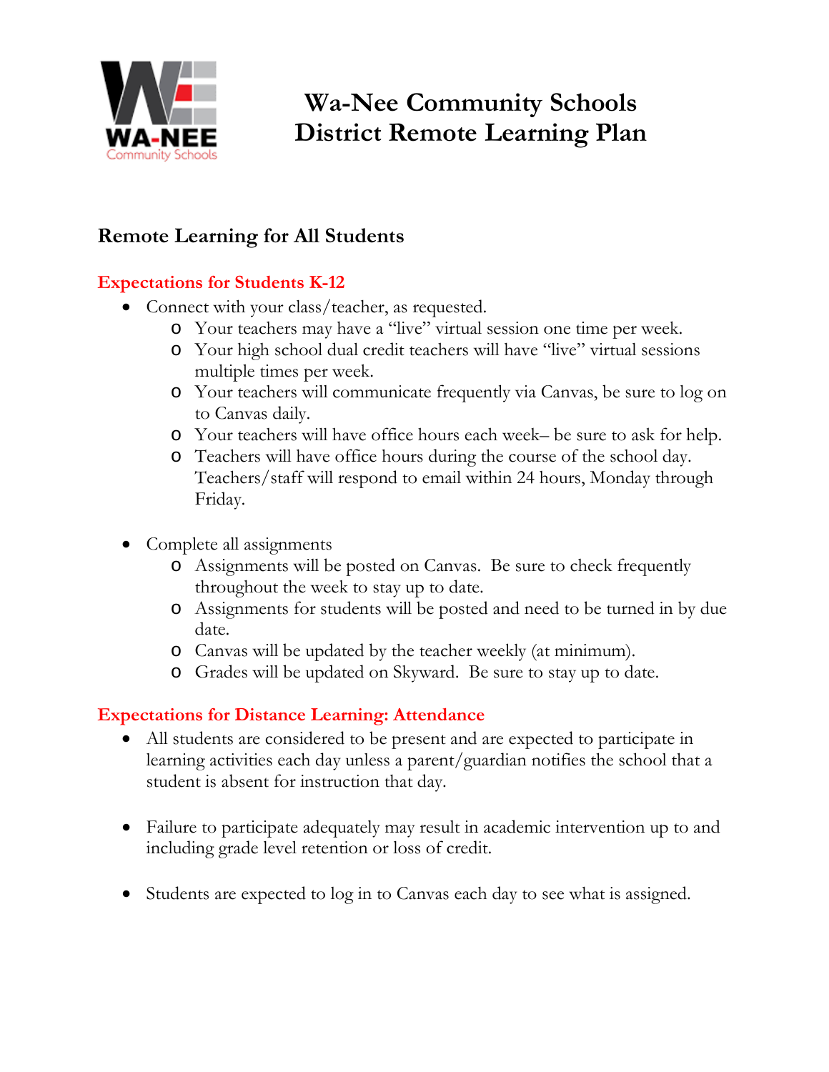# Wa-Nee Community Schools
# District Remote Learning Plan

## Remote Learning for All Students

### Expectations for Students K-12

- Connect with your class/teacher, as requested.
  - Your teachers may have a "live" virtual session one time per week.
  - Your high school dual credit teachers will have "live" virtual sessions multiple times per week.
  - Your teachers will communicate frequently via Canvas, be sure to log on to Canvas daily.
  - Your teachers will have office hours each week– be sure to ask for help.
  - Teachers will have office hours during the course of the school day. Teachers/staff will respond to email within 24 hours, Monday through Friday.

- Complete all assignments
  - Assignments will be posted on Canvas. Be sure to check frequently throughout the week to stay up to date.
  - Assignments for students will be posted and need to be turned in by due date.
  - Canvas will be updated by the teacher weekly (at minimum).
  - Grades will be updated on Skyward. Be sure to stay up to date.

### Expectations for Distance Learning: Attendance

- All students are considered to be present and are expected to participate in learning activities each day unless a parent/guardian notifies the school that a student is absent for instruction that day.

- Failure to participate adequately may result in academic intervention up to and including grade level retention or loss of credit.

- Students are expected to log in to Canvas each day to see what is assigned.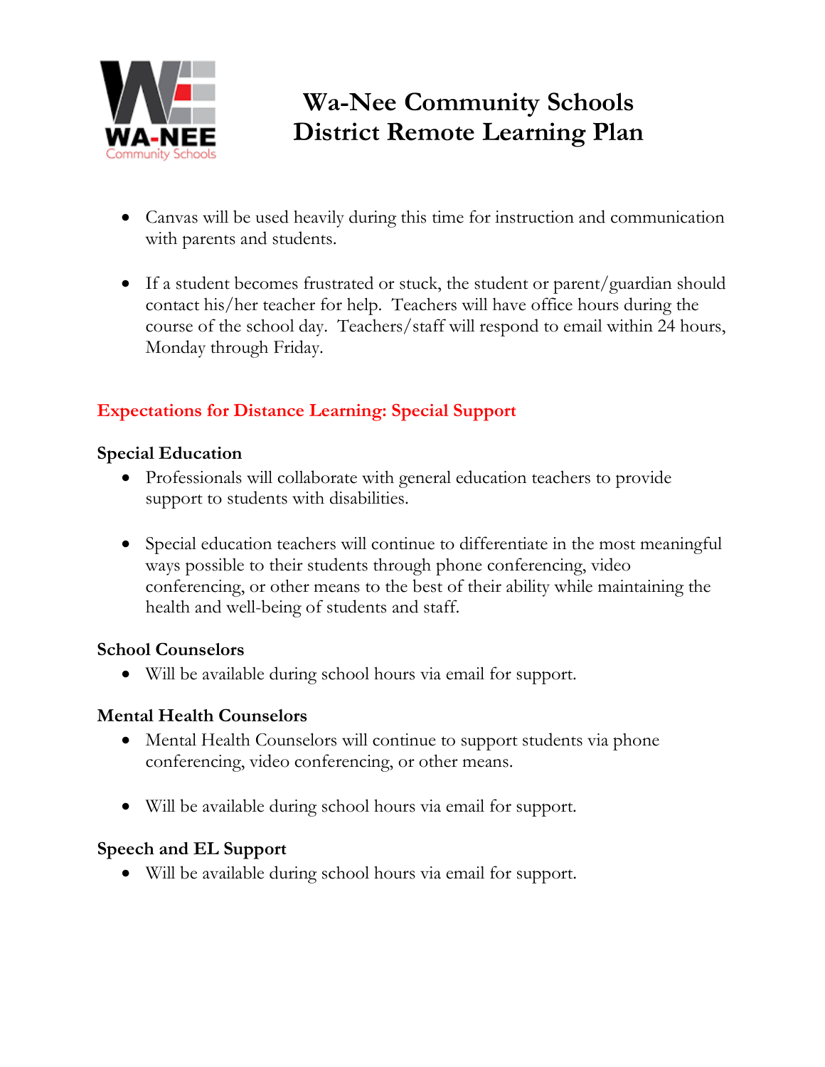# Wa-Nee Community Schools
# District Remote Learning Plan

- Canvas will be used heavily during this time for instruction and communication with parents and students.

- If a student becomes frustrated or stuck, the student or parent/guardian should contact his/her teacher for help. Teachers will have office hours during the course of the school day. Teachers/staff will respond to email within 24 hours, Monday through Friday.

## Expectations for Distance Learning: Special Support

### Special Education

- Professionals will collaborate with general education teachers to provide support to students with disabilities.

- Special education teachers will continue to differentiate in the most meaningful ways possible to their students through phone conferencing, video conferencing, or other means to the best of their ability while maintaining the health and well-being of students and staff.

### School Counselors

- Will be available during school hours via email for support.

### Mental Health Counselors

- Mental Health Counselors will continue to support students via phone conferencing, video conferencing, or other means.

- Will be available during school hours via email for support.

### Speech and EL Support

- Will be available during school hours via email for support.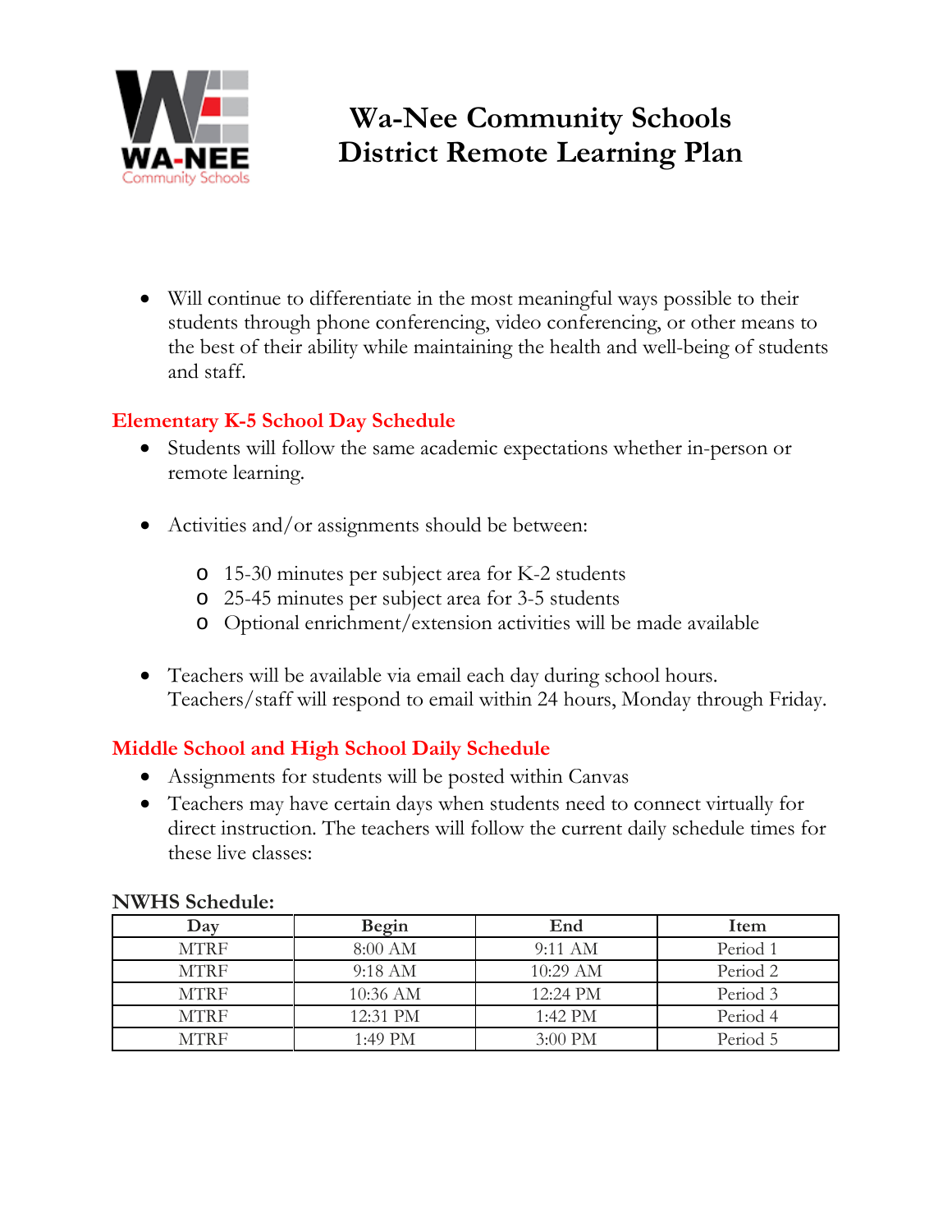# Wa-Nee Community Schools
# District Remote Learning Plan

- Will continue to differentiate in the most meaningful ways possible to their students through phone conferencing, video conferencing, or other means to the best of their ability while maintaining the health and well-being of students and staff.

## Elementary K-5 School Day Schedule

- Students will follow the same academic expectations whether in-person or remote learning.

- Activities and/or assignments should be between:
    - 15-30 minutes per subject area for K-2 students
    - 25-45 minutes per subject area for 3-5 students
    - Optional enrichment/extension activities will be made available

- Teachers will be available via email each day during school hours. Teachers/staff will respond to email within 24 hours, Monday through Friday.

## Middle School and High School Daily Schedule

- Assignments for students will be posted within Canvas
- Teachers may have certain days when students need to connect virtually for direct instruction. The teachers will follow the current daily schedule times for these live classes:

**NWHS Schedule:**

| Day | Begin | End | Item |
|---|---|---|---|
| MTRF | 8:00 AM | 9:11 AM | Period 1 |
| MTRF | 9:18 AM | 10:29 AM | Period 2 |
| MTRF | 10:36 AM | 12:24 PM | Period 3 |
| MTRF | 12:31 PM | 1:42 PM | Period 4 |
| MTRF | 1:49 PM | 3:00 PM | Period 5 |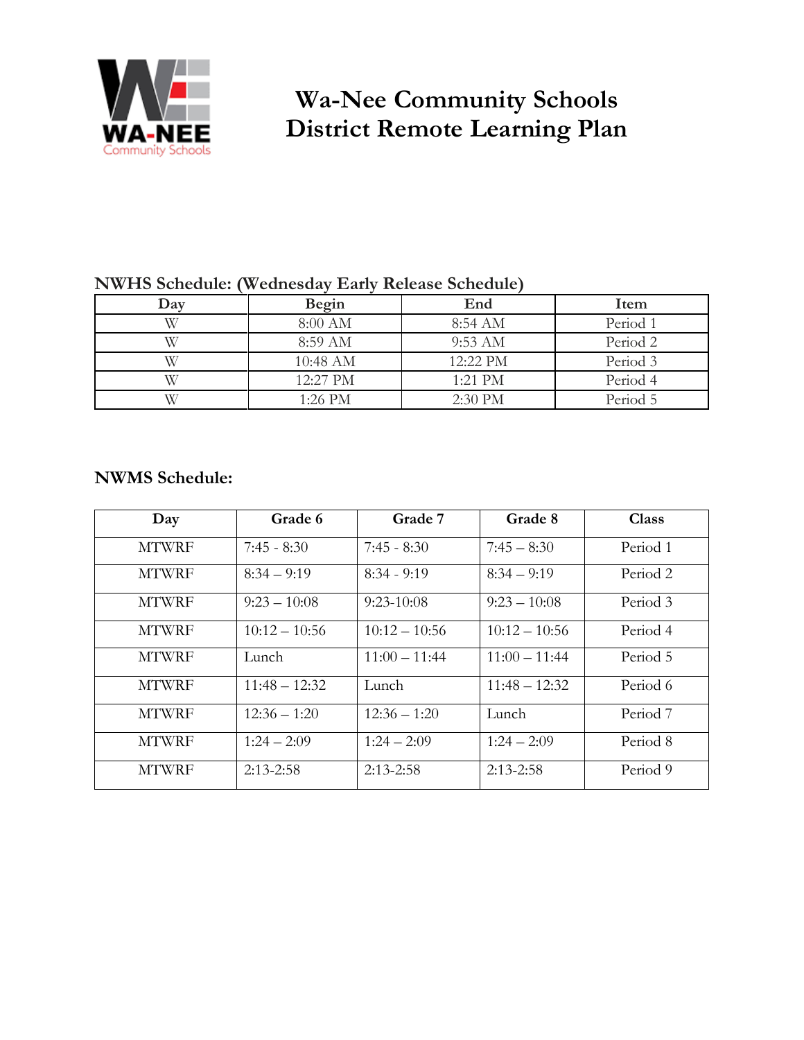# Wa-Nee Community Schools
# District Remote Learning Plan

**NWHS Schedule: (Wednesday Early Release Schedule)**

| Day | Begin | End | Item |
|---|---|---|---|
| W | 8:00 AM | 8:54 AM | Period 1 |
| W | 8:59 AM | 9:53 AM | Period 2 |
| W | 10:48 AM | 12:22 PM | Period 3 |
| W | 12:27 PM | 1:21 PM | Period 4 |
| W | 1:26 PM | 2:30 PM | Period 5 |

**NWMS Schedule:**

| Day | Grade 6 | Grade 7 | Grade 8 | Class |
|---|---|---|---|---|
| MTWRF | 7:45 - 8:30 | 7:45 - 8:30 | 7:45 – 8:30 | Period 1 |
| MTWRF | 8:34 – 9:19 | 8:34 - 9:19 | 8:34 – 9:19 | Period 2 |
| MTWRF | 9:23 – 10:08 | 9:23-10:08 | 9:23 – 10:08 | Period 3 |
| MTWRF | 10:12 – 10:56 | 10:12 – 10:56 | 10:12 – 10:56 | Period 4 |
| MTWRF | Lunch | 11:00 – 11:44 | 11:00 – 11:44 | Period 5 |
| MTWRF | 11:48 – 12:32 | Lunch | 11:48 – 12:32 | Period 6 |
| MTWRF | 12:36 – 1:20 | 12:36 – 1:20 | Lunch | Period 7 |
| MTWRF | 1:24 – 2:09 | 1:24 – 2:09 | 1:24 – 2:09 | Period 8 |
| MTWRF | 2:13-2:58 | 2:13-2:58 | 2:13-2:58 | Period 9 |